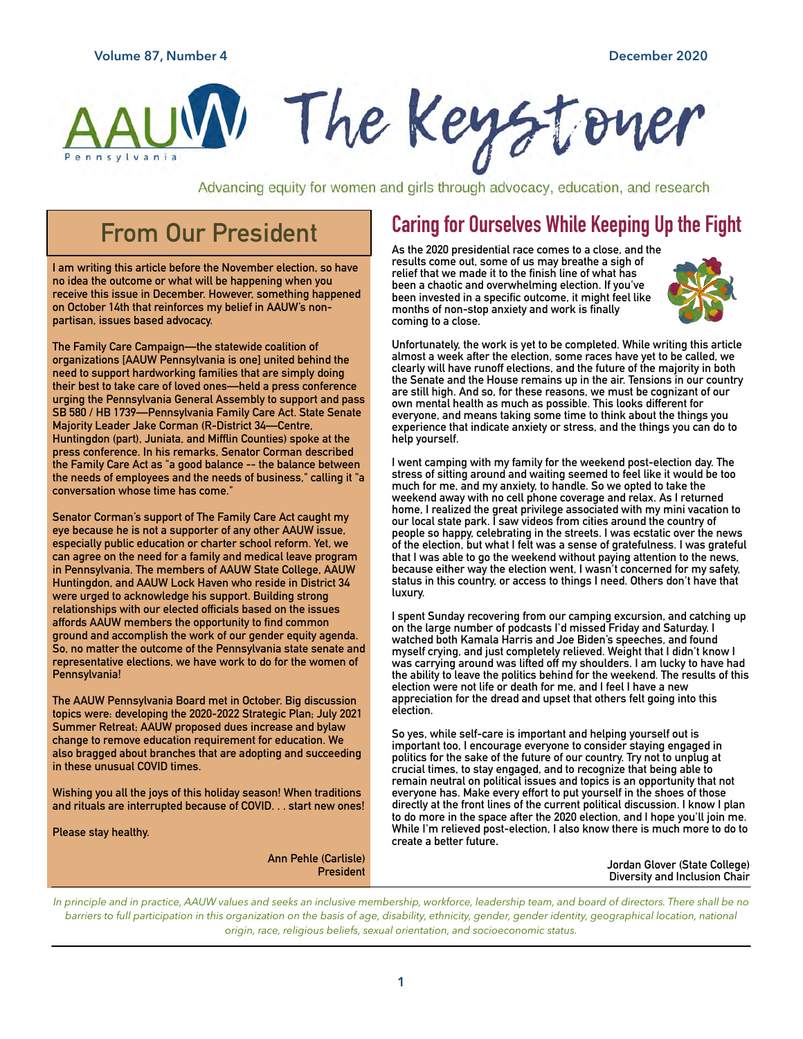# The Keystoner

Advancing equity for women and girls through advocacy, education, and research

## From Our President

I am writing this article before the November election, so have no idea the outcome or what will be happening when you receive this issue in December. However, something happened on October 14th that reinforces my belief in AAUW's non-partisan, issues based advocacy.

The Family Care Campaign—the statewide coalition of organizations [AAUW Pennsylvania is one] united behind the need to support hardworking families that are simply doing their best to take care of loved ones—held a press conference urging the Pennsylvania General Assembly to support and pass SB 580 / HB 1739—Pennsylvania Family Care Act. State Senate Majority Leader Jake Corman (R-District 34—Centre, Huntingdon (part), Juniata, and Mifflin Counties) spoke at the press conference. In his remarks, Senator Corman described the Family Care Act as "a good balance -- the balance between the needs of employees and the needs of business," calling it "a conversation whose time has come."

Senator Corman's support of The Family Care Act caught my eye because he is not a supporter of any other AAUW issue, especially public education or charter school reform. Yet, we can agree on the need for a family and medical leave program in Pennsylvania. The members of AAUW State College, AAUW Huntingdon, and AAUW Lock Haven who reside in District 34 were urged to acknowledge his support. Building strong relationships with our elected officials based on the issues affords AAUW members the opportunity to find common ground and accomplish the work of our gender equity agenda. So, no matter the outcome of the Pennsylvania state senate and representative elections, we have work to do for the women of Pennsylvania!

The AAUW Pennsylvania Board met in October. Big discussion topics were: developing the 2020-2022 Strategic Plan; July 2021 Summer Retreat; AAUW proposed dues increase and bylaw change to remove education requirement for education. We also bragged about branches that are adopting and succeeding in these unusual COVID times.

Wishing you all the joys of this holiday season! When traditions and rituals are interrupted because of COVID. . . start new ones!

Please stay healthy.

Ann Pehle (Carlisle)
President

## Caring for Ourselves While Keeping Up the Fight

As the 2020 presidential race comes to a close, and the results come out, some of us may breathe a sigh of relief that we made it to the finish line of what has been a chaotic and overwhelming election. If you've been invested in a specific outcome, it might feel like months of non-stop anxiety and work is finally coming to a close.

Unfortunately, the work is yet to be completed. While writing this article almost a week after the election, some races have yet to be called, we clearly will have runoff elections, and the future of the majority in both the Senate and the House remains up in the air. Tensions in our country are still high. And so, for these reasons, we must be cognizant of our own mental health as much as possible. This looks different for everyone, and means taking some time to think about the things you experience that indicate anxiety or stress, and the things you can do to help yourself.

I went camping with my family for the weekend post-election day. The stress of sitting around and waiting seemed to feel like it would be too much for me, and my anxiety, to handle. So we opted to take the weekend away with no cell phone coverage and relax. As I returned home, I realized the great privilege associated with my mini vacation to our local state park. I saw videos from cities around the country of people so happy, celebrating in the streets. I was ecstatic over the news of the election, but what I felt was a sense of gratefulness. I was grateful that I was able to go the weekend without paying attention to the news, because either way the election went, I wasn't concerned for my safety, status in this country, or access to things I need. Others don't have that luxury.

I spent Sunday recovering from our camping excursion, and catching up on the large number of podcasts I'd missed Friday and Saturday. I watched both Kamala Harris and Joe Biden's speeches, and found myself crying, and just completely relieved. Weight that I didn't know I was carrying around was lifted off my shoulders. I am lucky to have had the ability to leave the politics behind for the weekend. The results of this election were not life or death for me, and I feel I have a new appreciation for the dread and upset that others felt going into this election.

So yes, while self-care is important and helping yourself out is important too, I encourage everyone to consider staying engaged in politics for the sake of the future of our country. Try not to unplug at crucial times, to stay engaged, and to recognize that being able to remain neutral on political issues and topics is an opportunity that not everyone has. Make every effort to put yourself in the shoes of those directly at the front lines of the current political discussion. I know I plan to do more in the space after the 2020 election, and I hope you'll join me. While I'm relieved post-election, I also know there is much more to do to create a better future.

Jordan Glover (State College)
Diversity and Inclusion Chair

*In principle and in practice, AAUW values and seeks an inclusive membership, workforce, leadership team, and board of directors. There shall be no barriers to full participation in this organization on the basis of age, disability, ethnicity, gender, gender identity, geographical location, national origin, race, religious beliefs, sexual orientation, and socioeconomic status.*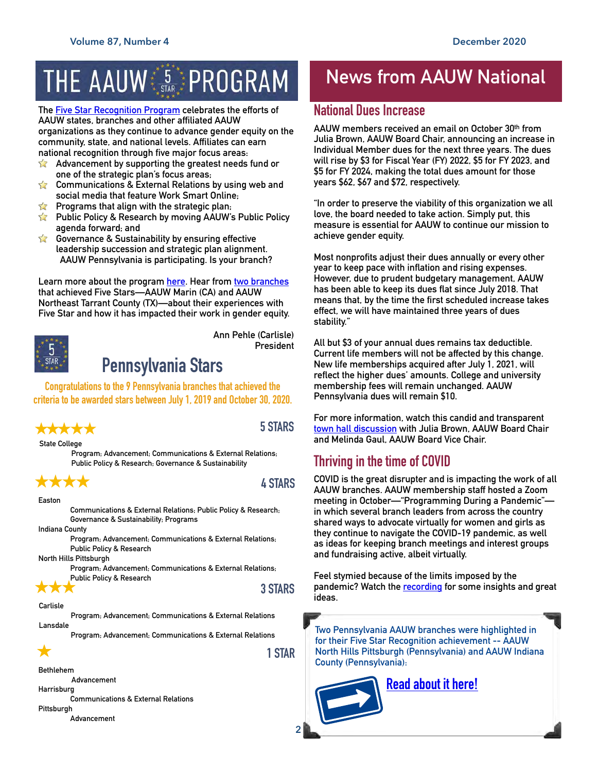# THE AAUW 5 STAR PROGRAM

The Five Star Recognition Program celebrates the efforts of AAUW states, branches and other affiliated AAUW organizations as they continue to advance gender equity on the community, state, and national levels. Affiliates can earn national recognition through five major focus areas:

- Advancement by supporting the greatest needs fund or one of the strategic plan's focus areas;
- Communications & External Relations by using web and social media that feature Work Smart Online;
- Programs that align with the strategic plan;
- Public Policy & Research by moving AAUW's Public Policy agenda forward; and
- Governance & Sustainability by ensuring effective leadership succession and strategic plan alignment.

AAUW Pennsylvania is participating. Is your branch?

Learn more about the program here. Hear from two branches that achieved Five Stars—AAUW Marin (CA) and AAUW Northeast Tarrant County (TX)—about their experiences with Five Star and how it has impacted their work in gender equity.

Ann Pehle (Carlisle)
President

## Pennsylvania Stars

**Congratulations to the 9 Pennsylvania branches that achieved the criteria to be awarded stars between July 1, 2019 and October 30, 2020.**

### ★★★★★ 5 STARS

State College
Program; Advancement; Communications & External Relations; Public Policy & Research; Governance & Sustainability

### ★★★★ 4 STARS

Easton
Communications & External Relations; Public Policy & Research; Governance & Sustainability; Programs

Indiana County
Program; Advancement; Communications & External Relations; Public Policy & Research

North Hills Pittsburgh
Program; Advancement; Communications & External Relations; Public Policy & Research

### ★★★ 3 STARS

Carlisle
Program; Advancement; Communications & External Relations

Lansdale
Program; Advancement; Communications & External Relations

### ★ 1 STAR

Bethlehem
Advancement

Harrisburg
Communications & External Relations

Pittsburgh
Advancement

# News from AAUW National

## National Dues Increase

AAUW members received an email on October 30th from Julia Brown, AAUW Board Chair, announcing an increase in Individual Member dues for the next three years. The dues will rise by $3 for Fiscal Year (FY) 2022, $5 for FY 2023, and $5 for FY 2024, making the total dues amount for those years $62, $67 and $72, respectively.

"In order to preserve the viability of this organization we all love, the board needed to take action. Simply put, this measure is essential for AAUW to continue our mission to achieve gender equity.

Most nonprofits adjust their dues annually or every other year to keep pace with inflation and rising expenses. However, due to prudent budgetary management, AAUW has been able to keep its dues flat since July 2018. That means that, by the time the first scheduled increase takes effect, we will have maintained three years of dues stability."

All but $3 of your annual dues remains tax deductible. Current life members will not be affected by this change. New life memberships acquired after July 1, 2021, will reflect the higher dues' amounts. College and university membership fees will remain unchanged. AAUW Pennsylvania dues will remain $10.

For more information, watch this candid and transparent town hall discussion with Julia Brown, AAUW Board Chair and Melinda Gaul, AAUW Board Vice Chair.

## Thriving in the time of COVID

COVID is the great disrupter and is impacting the work of all AAUW branches. AAUW membership staff hosted a Zoom meeting in October—"Programming During a Pandemic"—in which several branch leaders from across the country shared ways to advocate virtually for women and girls as they continue to navigate the COVID-19 pandemic, as well as ideas for keeping branch meetings and interest groups and fundraising active, albeit virtually.

Feel stymied because of the limits imposed by the pandemic? Watch the recording for some insights and great ideas.

Two Pennsylvania AAUW branches were highlighted in for their Five Star Recognition achievement -- AAUW North Hills Pittsburgh (Pennsylvania) and AAUW Indiana County (Pennsylvania):

**Read about it here!**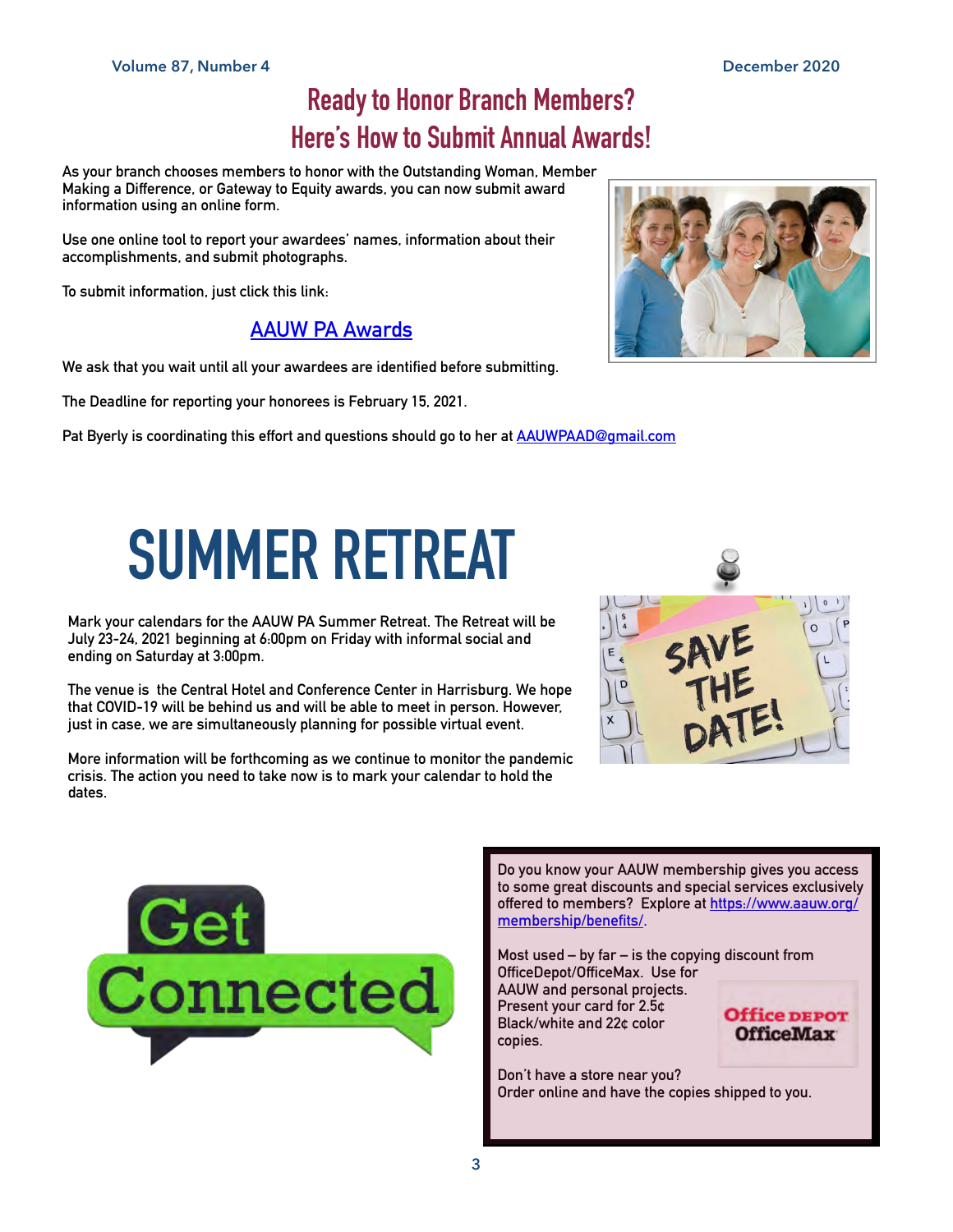# Ready to Honor Branch Members? Here's How to Submit Annual Awards!

As your branch chooses members to honor with the Outstanding Woman, Member Making a Difference, or Gateway to Equity awards, you can now submit award information using an online form.

Use one online tool to report your awardees' names, information about their accomplishments, and submit photographs.

To submit information, just click this link:

AAUW PA Awards

We ask that you wait until all your awardees are identified before submitting.

The Deadline for reporting your honorees is February 15, 2021.

Pat Byerly is coordinating this effort and questions should go to her at AAUWPAAD@gmail.com

# SUMMER RETREAT

Mark your calendars for the AAUW PA Summer Retreat. The Retreat will be July 23-24, 2021 beginning at 6:00pm on Friday with informal social and ending on Saturday at 3:00pm.

The venue is the Central Hotel and Conference Center in Harrisburg. We hope that COVID-19 will be behind us and will be able to meet in person. However, just in case, we are simultaneously planning for possible virtual event.

More information will be forthcoming as we continue to monitor the pandemic crisis. The action you need to take now is to mark your calendar to hold the dates.

## Get Connected

Do you know your AAUW membership gives you access to some great discounts and special services exclusively offered to members? Explore at https://www.aauw.org/membership/benefits/.

Most used – by far – is the copying discount from OfficeDepot/OfficeMax. Use for AAUW and personal projects. Present your card for 2.5¢ Black/white and 22¢ color copies.

Don't have a store near you? Order online and have the copies shipped to you.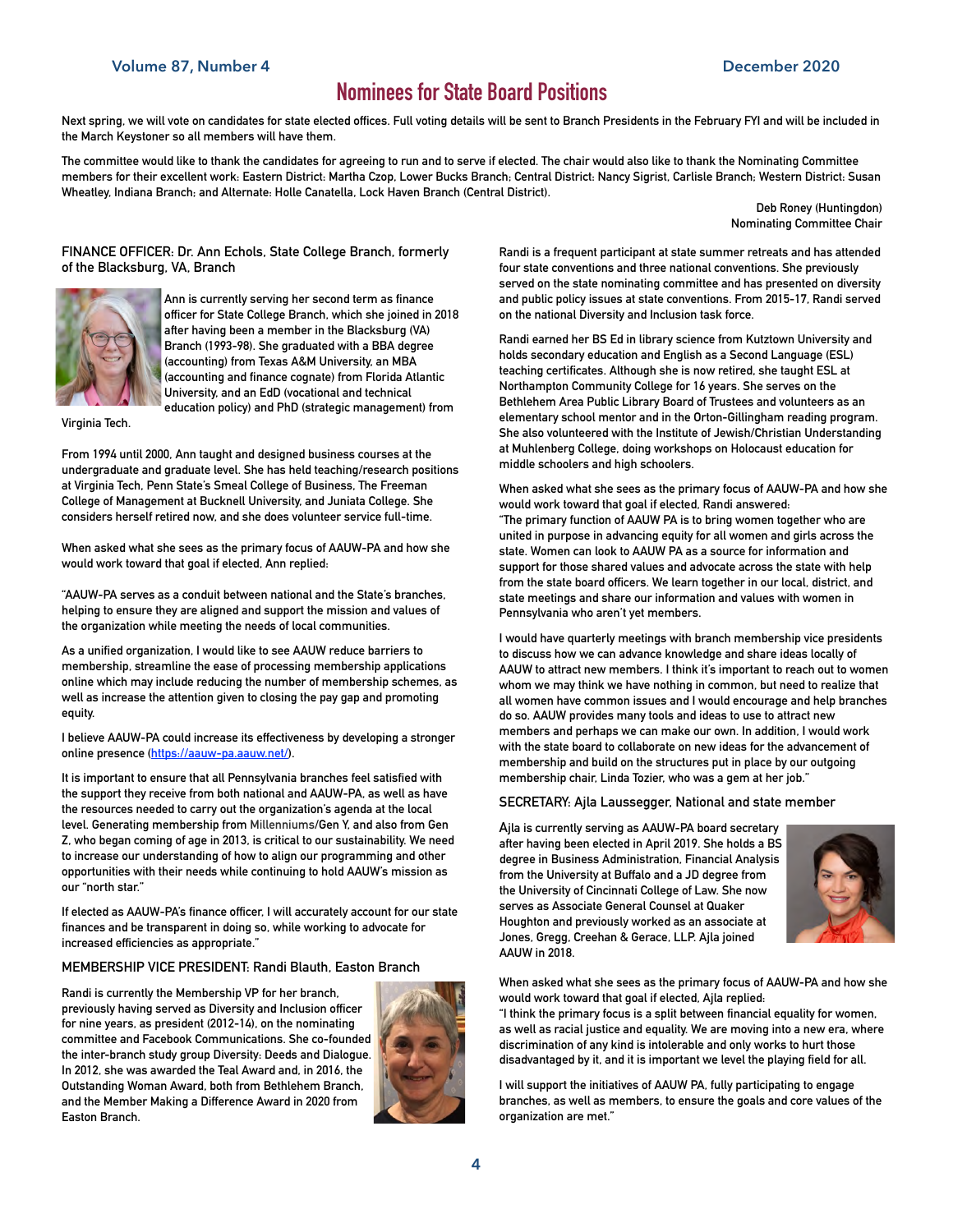# Nominees for State Board Positions

Next spring, we will vote on candidates for state elected offices. Full voting details will be sent to Branch Presidents in the February FYI and will be included in the March Keystoner so all members will have them.

The committee would like to thank the candidates for agreeing to run and to serve if elected. The chair would also like to thank the Nominating Committee members for their excellent work: Eastern District: Martha Czop, Lower Bucks Branch; Central District: Nancy Sigrist, Carlisle Branch; Western District: Susan Wheatley, Indiana Branch; and Alternate: Holle Canatella, Lock Haven Branch (Central District).

Deb Roney (Huntingdon)
Nominating Committee Chair

### FINANCE OFFICER: Dr. Ann Echols, State College Branch, formerly of the Blacksburg, VA, Branch

Ann is currently serving her second term as finance officer for State College Branch, which she joined in 2018 after having been a member in the Blacksburg (VA) Branch (1993-98). She graduated with a BBA degree (accounting) from Texas A&M University, an MBA (accounting and finance cognate) from Florida Atlantic University, and an EdD (vocational and technical education policy) and PhD (strategic management) from Virginia Tech.

From 1994 until 2000, Ann taught and designed business courses at the undergraduate and graduate level. She has held teaching/research positions at Virginia Tech, Penn State's Smeal College of Business, The Freeman College of Management at Bucknell University, and Juniata College. She considers herself retired now, and she does volunteer service full-time.

When asked what she sees as the primary focus of AAUW-PA and how she would work toward that goal if elected, Ann replied:

"AAUW-PA serves as a conduit between national and the State's branches, helping to ensure they are aligned and support the mission and values of the organization while meeting the needs of local communities.

As a unified organization, I would like to see AAUW reduce barriers to membership, streamline the ease of processing membership applications online which may include reducing the number of membership schemes, as well as increase the attention given to closing the pay gap and promoting equity.

I believe AAUW-PA could increase its effectiveness by developing a stronger online presence (https://aauw-pa.aauw.net/).

It is important to ensure that all Pennsylvania branches feel satisfied with the support they receive from both national and AAUW-PA, as well as have the resources needed to carry out the organization's agenda at the local level. Generating membership from Millenniums/Gen Y, and also from Gen Z, who began coming of age in 2013, is critical to our sustainability. We need to increase our understanding of how to align our programming and other opportunities with their needs while continuing to hold AAUW's mission as our "north star."

If elected as AAUW-PA's finance officer, I will accurately account for our state finances and be transparent in doing so, while working to advocate for increased efficiencies as appropriate."

### MEMBERSHIP VICE PRESIDENT: Randi Blauth, Easton Branch

Randi is currently the Membership VP for her branch, previously having served as Diversity and Inclusion officer for nine years, as president (2012-14), on the nominating committee and Facebook Communications. She co-founded the inter-branch study group Diversity: Deeds and Dialogue. In 2012, she was awarded the Teal Award and, in 2016, the Outstanding Woman Award, both from Bethlehem Branch, and the Member Making a Difference Award in 2020 from Easton Branch.

Randi is a frequent participant at state summer retreats and has attended four state conventions and three national conventions. She previously served on the state nominating committee and has presented on diversity and public policy issues at state conventions. From 2015-17, Randi served on the national Diversity and Inclusion task force.

Randi earned her BS Ed in library science from Kutztown University and holds secondary education and English as a Second Language (ESL) teaching certificates. Although she is now retired, she taught ESL at Northampton Community College for 16 years. She serves on the Bethlehem Area Public Library Board of Trustees and volunteers as an elementary school mentor and in the Orton-Gillingham reading program. She also volunteered with the Institute of Jewish/Christian Understanding at Muhlenberg College, doing workshops on Holocaust education for middle schoolers and high schoolers.

When asked what she sees as the primary focus of AAUW-PA and how she would work toward that goal if elected, Randi answered:
"The primary function of AAUW PA is to bring women together who are united in purpose in advancing equity for all women and girls across the state. Women can look to AAUW PA as a source for information and support for those shared values and advocate across the state with help from the state board officers. We learn together in our local, district, and state meetings and share our information and values with women in Pennsylvania who aren't yet members.

I would have quarterly meetings with branch membership vice presidents to discuss how we can advance knowledge and share ideas locally of AAUW to attract new members. I think it's important to reach out to women whom we may think we have nothing in common, but need to realize that all women have common issues and I would encourage and help branches do so. AAUW provides many tools and ideas to use to attract new members and perhaps we can make our own. In addition, I would work with the state board to collaborate on new ideas for the advancement of membership and build on the structures put in place by our outgoing membership chair, Linda Tozier, who was a gem at her job."

### SECRETARY: Ajla Laussegger, National and state member

Ajla is currently serving as AAUW-PA board secretary after having been elected in April 2019. She holds a BS degree in Business Administration, Financial Analysis from the University at Buffalo and a JD degree from the University of Cincinnati College of Law. She now serves as Associate General Counsel at Quaker Houghton and previously worked as an associate at Jones, Gregg, Creehan & Gerace, LLP. Ajla joined AAUW in 2018.

When asked what she sees as the primary focus of AAUW-PA and how she would work toward that goal if elected, Ajla replied:
"I think the primary focus is a split between financial equality for women, as well as racial justice and equality. We are moving into a new era, where discrimination of any kind is intolerable and only works to hurt those disadvantaged by it, and it is important we level the playing field for all.

I will support the initiatives of AAUW PA, fully participating to engage branches, as well as members, to ensure the goals and core values of the organization are met."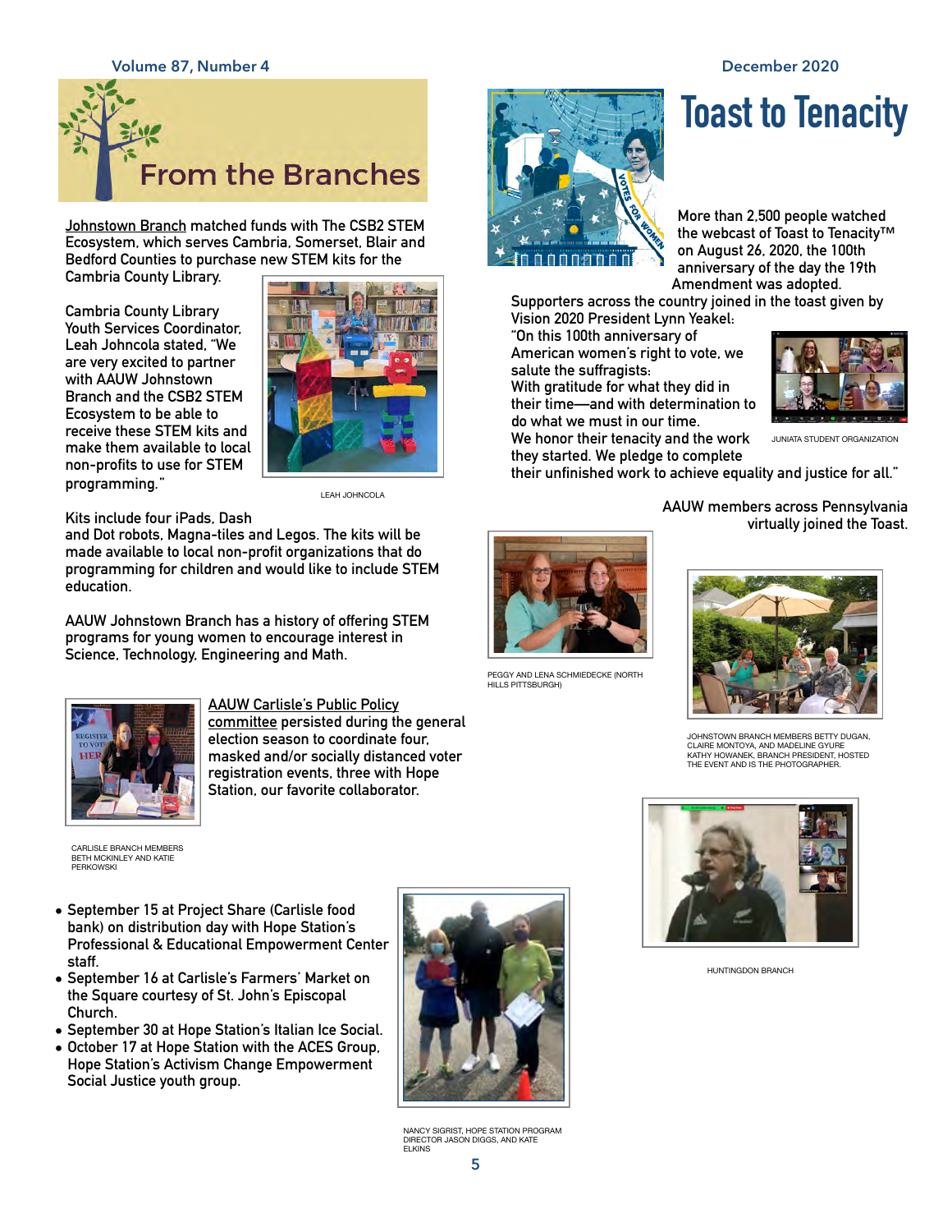# From the Branches

Johnstown Branch matched funds with The CSB2 STEM Ecosystem, which serves Cambria, Somerset, Blair and Bedford Counties to purchase new STEM kits for the Cambria County Library.

Cambria County Library Youth Services Coordinator, Leah Johncola stated, "We are very excited to partner with AAUW Johnstown Branch and the CSB2 STEM Ecosystem to be able to receive these STEM kits and make them available to local non-profits to use for STEM programming."

LEAH JOHNCOLA

Kits include four iPads, Dash and Dot robots, Magna-tiles and Legos. The kits will be made available to local non-profit organizations that do programming for children and would like to include STEM education.

AAUW Johnstown Branch has a history of offering STEM programs for young women to encourage interest in Science, Technology, Engineering and Math.

AAUW Carlisle's Public Policy committee persisted during the general election season to coordinate four, masked and/or socially distanced voter registration events, three with Hope Station, our favorite collaborator.

CARLISLE BRANCH MEMBERS BETH MCKINLEY AND KATIE PERKOWSKI

- September 15 at Project Share (Carlisle food bank) on distribution day with Hope Station's Professional & Educational Empowerment Center staff.
- September 16 at Carlisle's Farmers' Market on the Square courtesy of St. John's Episcopal Church.
- September 30 at Hope Station's Italian Ice Social.
- October 17 at Hope Station with the ACES Group, Hope Station's Activism Change Empowerment Social Justice youth group.

NANCY SIGRIST, HOPE STATION PROGRAM DIRECTOR JASON DIGGS, AND KATE ELKINS

# Toast to Tenacity

More than 2,500 people watched the webcast of Toast to Tenacity™ on August 26, 2020, the 100th anniversary of the day the 19th Amendment was adopted.

Supporters across the country joined in the toast given by Vision 2020 President Lynn Yeakel:

"On this 100th anniversary of American women's right to vote, we salute the suffragists:
With gratitude for what they did in their time—and with determination to do what we must in our time.
We honor their tenacity and the work they started. We pledge to complete their unfinished work to achieve equality and justice for all."

JUNIATA STUDENT ORGANIZATION

AAUW members across Pennsylvania virtually joined the Toast.

PEGGY AND LENA SCHMIEDECKE (NORTH HILLS PITTSBURGH)

JOHNSTOWN BRANCH MEMBERS BETTY DUGAN, CLAIRE MONTOYA, AND MADELINE GYURE KATHY HOWANEK, BRANCH PRESIDENT, HOSTED THE EVENT AND IS THE PHOTOGRAPHER.

HUNTINGDON BRANCH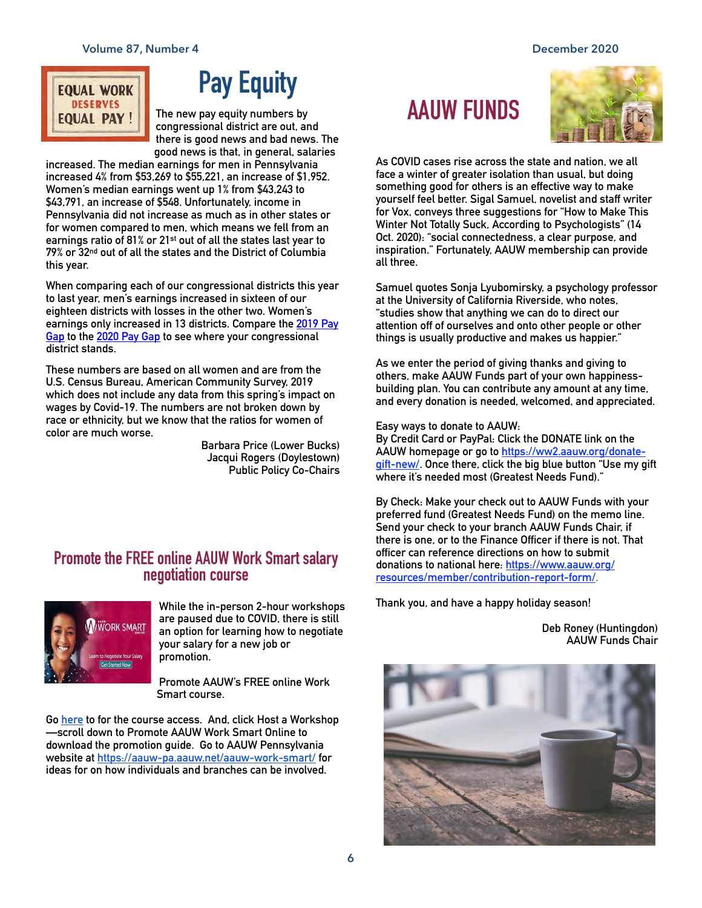# Pay Equity

The new pay equity numbers by congressional district are out, and there is good news and bad news. The good news is that, in general, salaries increased. The median earnings for men in Pennsylvania increased 4% from $53,269 to $55,221, an increase of $1,952. Women's median earnings went up 1% from $43,243 to $43,791, an increase of $548. Unfortunately, income in Pennsylvania did not increase as much as in other states or for women compared to men, which means we fell from an earnings ratio of 81% or 21st out of all the states last year to 79% or 32nd out of all the states and the District of Columbia this year.

When comparing each of our congressional districts this year to last year, men's earnings increased in sixteen of our eighteen districts with losses in the other two. Women's earnings only increased in 13 districts. Compare the 2019 Pay Gap to the 2020 Pay Gap to see where your congressional district stands.

These numbers are based on all women and are from the U.S. Census Bureau, American Community Survey, 2019 which does not include any data from this spring's impact on wages by Covid-19. The numbers are not broken down by race or ethnicity, but we know that the ratios for women of color are much worse.

Barbara Price (Lower Bucks)
Jacqui Rogers (Doylestown)
Public Policy Co-Chairs

## Promote the FREE online AAUW Work Smart salary negotiation course

While the in-person 2-hour workshops are paused due to COVID, there is still an option for learning how to negotiate your salary for a new job or promotion.

Promote AAUW's FREE online Work Smart course.

Go here to for the course access. And, click Host a Workshop—scroll down to Promote AAUW Work Smart Online to download the promotion guide. Go to AAUW Pennsylvania website at https://aauw-pa.aauw.net/aauw-work-smart/ for ideas for on how individuals and branches can be involved.

# AAUW FUNDS

As COVID cases rise across the state and nation, we all face a winter of greater isolation than usual, but doing something good for others is an effective way to make yourself feel better. Sigal Samuel, novelist and staff writer for Vox, conveys three suggestions for "How to Make This Winter Not Totally Suck, According to Psychologists" (14 Oct. 2020): "social connectedness, a clear purpose, and inspiration." Fortunately, AAUW membership can provide all three.

Samuel quotes Sonja Lyubomirsky, a psychology professor at the University of California Riverside, who notes, "studies show that anything we can do to direct our attention off of ourselves and onto other people or other things is usually productive and makes us happier."

As we enter the period of giving thanks and giving to others, make AAUW Funds part of your own happiness-building plan. You can contribute any amount at any time, and every donation is needed, welcomed, and appreciated.

Easy ways to donate to AAUW:
By Credit Card or PayPal: Click the DONATE link on the AAUW homepage or go to https://ww2.aauw.org/donate-gift-new/. Once there, click the big blue button "Use my gift where it's needed most (Greatest Needs Fund)."

By Check: Make your check out to AAUW Funds with your preferred fund (Greatest Needs Fund) on the memo line. Send your check to your branch AAUW Funds Chair, if there is one, or to the Finance Officer if there is not. That officer can reference directions on how to submit donations to national here: https://www.aauw.org/resources/member/contribution-report-form/.

Thank you, and have a happy holiday season!

Deb Roney (Huntingdon)
AAUW Funds Chair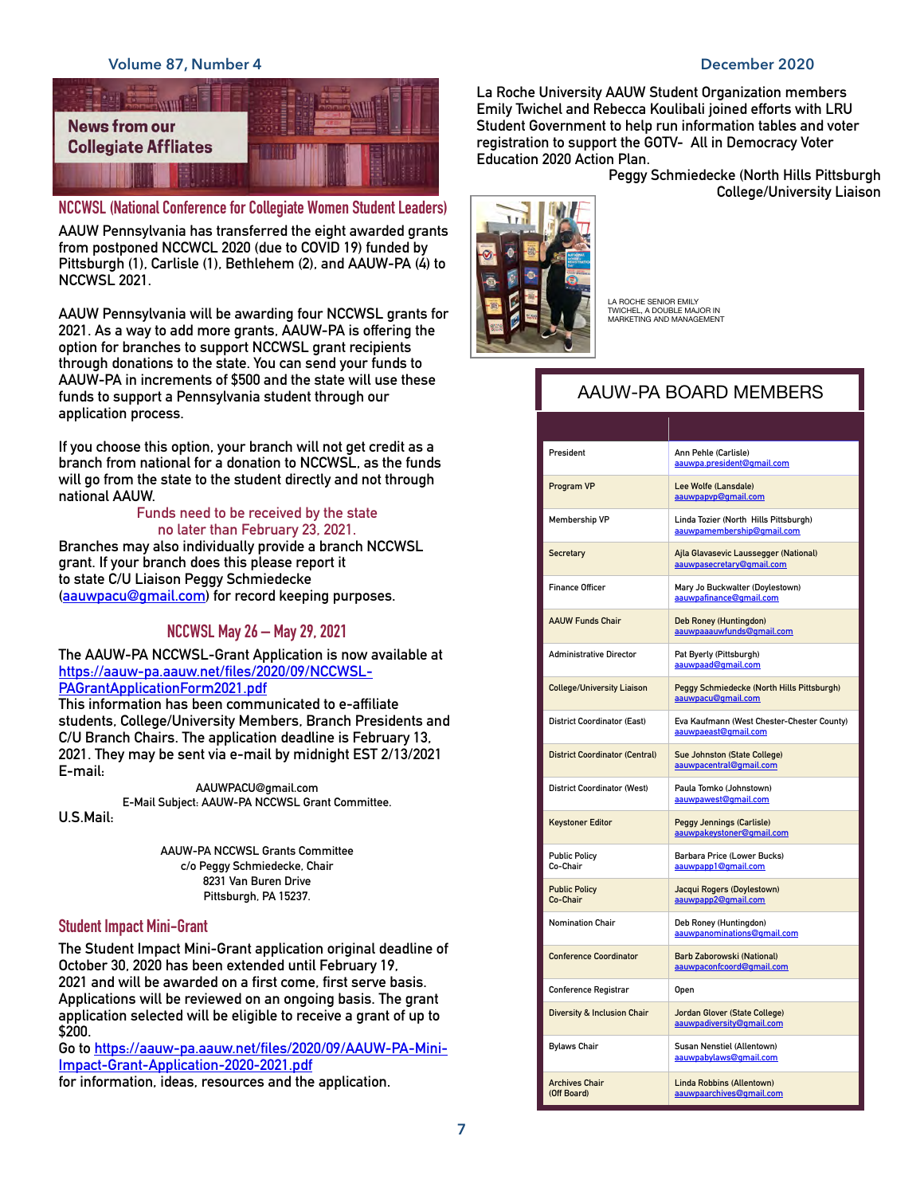## News from our Collegiate Affiliates

### NCCWSL (National Conference for Collegiate Women Student Leaders)

AAUW Pennsylvania has transferred the eight awarded grants from postponed NCCWCL 2020 (due to COVID 19) funded by Pittsburgh (1), Carlisle (1), Bethlehem (2), and AAUW-PA (4) to NCCWSL 2021.

AAUW Pennsylvania will be awarding four NCCWSL grants for 2021. As a way to add more grants, AAUW-PA is offering the option for branches to support NCCWSL grant recipients through donations to the state. You can send your funds to AAUW-PA in increments of $500 and the state will use these funds to support a Pennsylvania student through our application process.

If you choose this option, your branch will not get credit as a branch from national for a donation to NCCWSL, as the funds will go from the state to the student directly and not through national AAUW.

Funds need to be received by the state no later than February 23, 2021.

Branches may also individually provide a branch NCCWSL grant. If your branch does this please report it to state C/U Liaison Peggy Schmiedecke (aauwpacu@gmail.com) for record keeping purposes.

### NCCWSL May 26 – May 29, 2021

The AAUW-PA NCCWSL-Grant Application is now available at https://aauw-pa.aauw.net/files/2020/09/NCCWSL-PAGrantApplicationForm2021.pdf
This information has been communicated to e-affiliate students, College/University Members, Branch Presidents and C/U Branch Chairs. The application deadline is February 13, 2021. They may be sent via e-mail by midnight EST 2/13/2021
E-mail:

AAUWPACU@gmail.com
E-Mail Subject: AAUW-PA NCCWSL Grant Committee.

U.S.Mail:

AAUW-PA NCCWSL Grants Committee
c/o Peggy Schmiedecke, Chair
8231 Van Buren Drive
Pittsburgh, PA 15237.

### Student Impact Mini-Grant

The Student Impact Mini-Grant application original deadline of October 30, 2020 has been extended until February 19, 2021 and will be awarded on a first come, first serve basis. Applications will be reviewed on an ongoing basis. The grant application selected will be eligible to receive a grant of up to $200.
Go to https://aauw-pa.aauw.net/files/2020/09/AAUW-PA-Mini-Impact-Grant-Application-2020-2021.pdf
for information, ideas, resources and the application.

La Roche University AAUW Student Organization members Emily Twichel and Rebecca Koulibali joined efforts with LRU Student Government to help run information tables and voter registration to support the GOTV- All in Democracy Voter Education 2020 Action Plan.

Peggy Schmiedecke (North Hills Pittsburgh
College/University Liaison

LA ROCHE SENIOR EMILY TWICHEL, A DOUBLE MAJOR IN MARKETING AND MANAGEMENT

## AAUW-PA BOARD MEMBERS

| | |
|---|---|
| President | Ann Pehle (Carlisle) aauwpa.president@gmail.com |
| Program VP | Lee Wolfe (Lansdale) aauwpapvp@gmail.com |
| Membership VP | Linda Tozier (North Hills Pittsburgh) aauwpamembership@gmail.com |
| Secretary | Ajla Glavasevic Laussegger (National) aauwpasecretary@gmail.com |
| Finance Officer | Mary Jo Buckwalter (Doylestown) aauwpafinance@gmail.com |
| AAUW Funds Chair | Deb Roney (Huntingdon) aauwpaaauwfunds@gmail.com |
| Administrative Director | Pat Byerly (Pittsburgh) aauwpaad@gmail.com |
| College/University Liaison | Peggy Schmiedecke (North Hills Pittsburgh) aauwpacu@gmail.com |
| District Coordinator (East) | Eva Kaufmann (West Chester-Chester County) aauwpaeast@gmail.com |
| District Coordinator (Central) | Sue Johnston (State College) aauwpacentral@gmail.com |
| District Coordinator (West) | Paula Tomko (Johnstown) aauwpawest@gmail.com |
| Keystoner Editor | Peggy Jennings (Carlisle) aauwpakeystoner@gmail.com |
| Public Policy Co-Chair | Barbara Price (Lower Bucks) aauwpapp1@gmail.com |
| Public Policy Co-Chair | Jacqui Rogers (Doylestown) aauwpapp2@gmail.com |
| Nomination Chair | Deb Roney (Huntingdon) aauwpanominations@gmail.com |
| Conference Coordinator | Barb Zaborowski (National) aauwpaconfcoord@gmail.com |
| Conference Registrar | Open |
| Diversity & Inclusion Chair | Jordan Glover (State College) aauwpadiversity@gmail.com |
| Bylaws Chair | Susan Nenstiel (Allentown) aauwpabylaws@gmail.com |
| Archives Chair (Off Board) | Linda Robbins (Allentown) aauwpaarchives@gmail.com |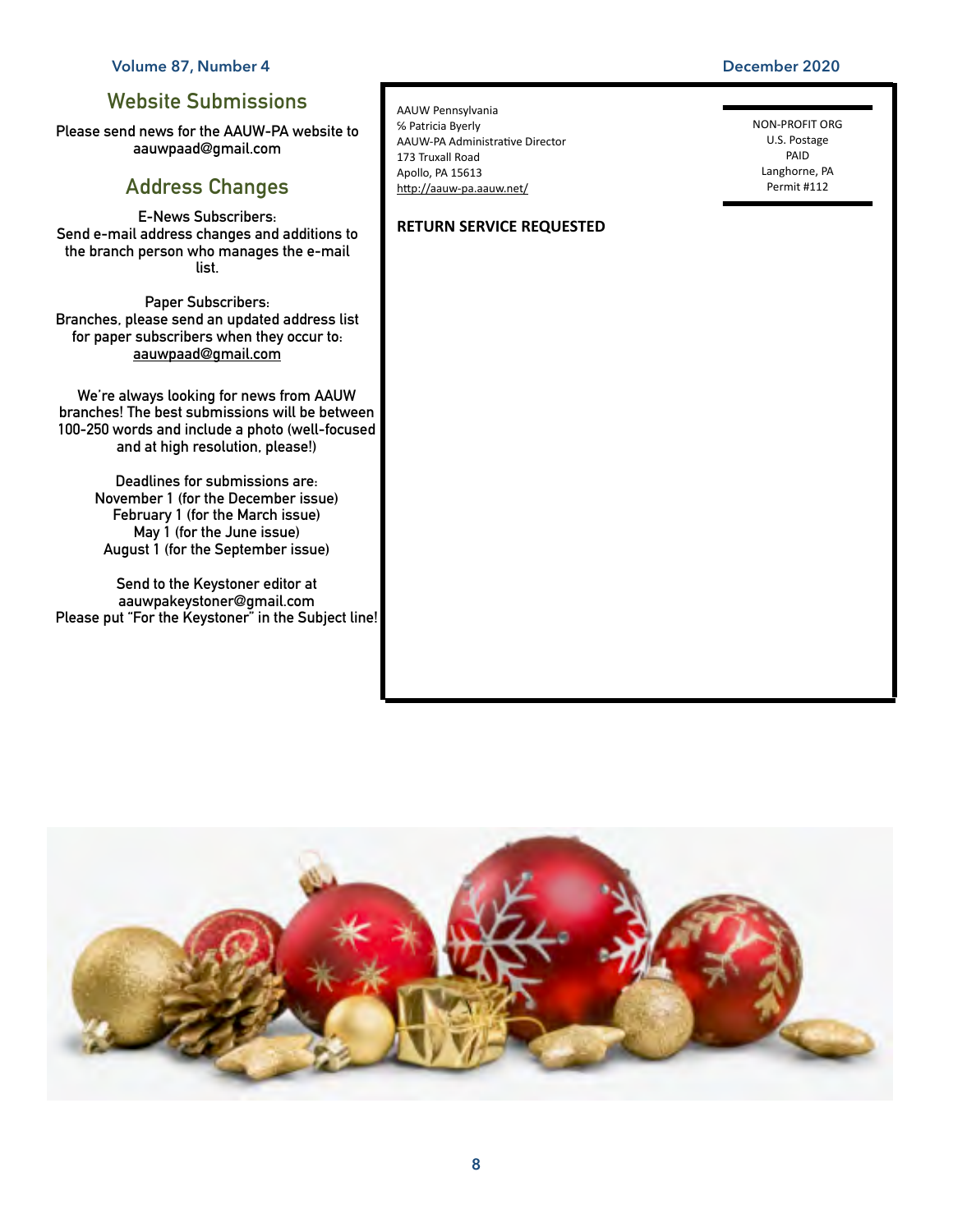## Website Submissions

**Please send news for the AAUW-PA website to aauwpaad@gmail.com**

## Address Changes

**E-News Subscribers:**
**Send e-mail address changes and additions to the branch person who manages the e-mail list.**

**Paper Subscribers:**
**Branches, please send an updated address list for paper subscribers when they occur to: aauwpaad@gmail.com**

**We're always looking for news from AAUW branches! The best submissions will be between 100-250 words and include a photo (well-focused and at high resolution, please!)**

**Deadlines for submissions are:**
**November 1 (for the December issue)**
**February 1 (for the March issue)**
**May 1 (for the June issue)**
**August 1 (for the September issue)**

**Send to the Keystoner editor at aauwpakeystoner@gmail.com**
**Please put "For the Keystoner" in the Subject line!**

AAUW Pennsylvania
℅ Patricia Byerly
AAUW-PA Administrative Director
173 Truxall Road
Apollo, PA 15613
http://aauw-pa.aauw.net/

NON-PROFIT ORG
U.S. Postage
PAID
Langhorne, PA
Permit #112

**RETURN SERVICE REQUESTED**